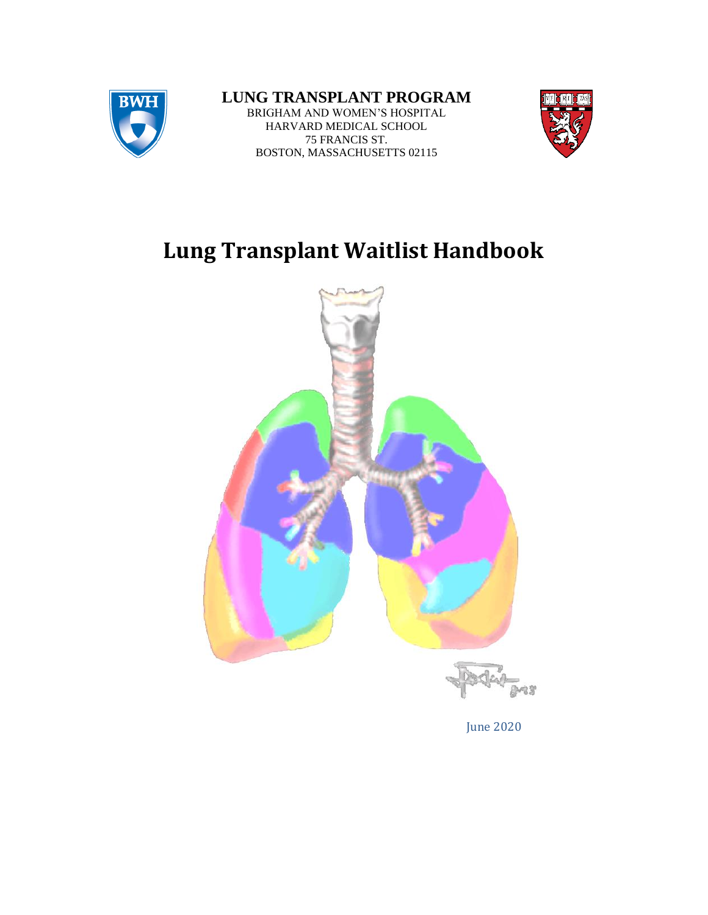**LUNG TRANSPLANT PROGRAM**

BRIGHAM AND WOMEN'S HOSPITAL
HARVARD MEDICAL SCHOOL
75 FRANCIS ST.
BOSTON, MASSACHUSETTS 02115

# Lung Transplant Waitlist Handbook

June 2020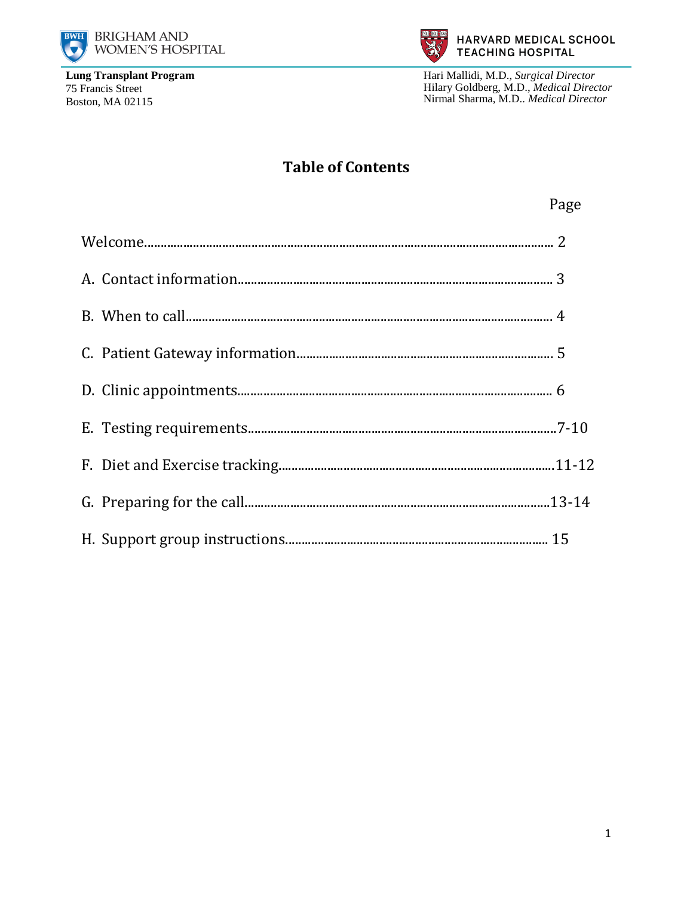**Lung Transplant Program**
75 Francis Street
Boston, MA 02115

Hari Mallidi, M.D., *Surgical Director*
Hilary Goldberg, M.D., *Medical Director*
Nirmal Sharma, M.D.. *Medical Director*

# Table of Contents

| | Page |
|---|---|
| Welcome | 2 |
| A. Contact information | 3 |
| B. When to call | 4 |
| C. Patient Gateway information | 5 |
| D. Clinic appointments | 6 |
| E. Testing requirements | 7-10 |
| F. Diet and Exercise tracking | 11-12 |
| G. Preparing for the call | 13-14 |
| H. Support group instructions | 15 |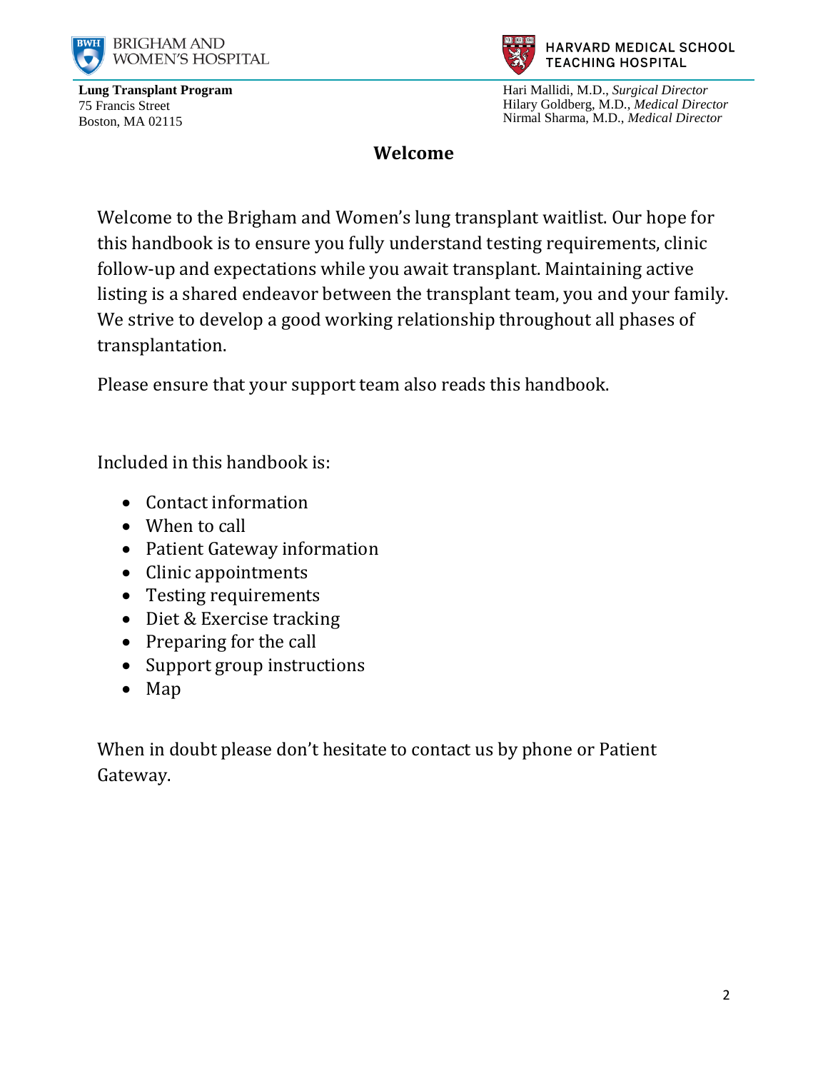**Lung Transplant Program**
75 Francis Street
Boston, MA 02115

Hari Mallidi, M.D., *Surgical Director*
Hilary Goldberg, M.D., *Medical Director*
Nirmal Sharma, M.D., *Medical Director*

# Welcome

Welcome to the Brigham and Women's lung transplant waitlist. Our hope for this handbook is to ensure you fully understand testing requirements, clinic follow-up and expectations while you await transplant. Maintaining active listing is a shared endeavor between the transplant team, you and your family. We strive to develop a good working relationship throughout all phases of transplantation.

Please ensure that your support team also reads this handbook.

Included in this handbook is:

- Contact information
- When to call
- Patient Gateway information
- Clinic appointments
- Testing requirements
- Diet & Exercise tracking
- Preparing for the call
- Support group instructions
- Map

When in doubt please don't hesitate to contact us by phone or Patient Gateway.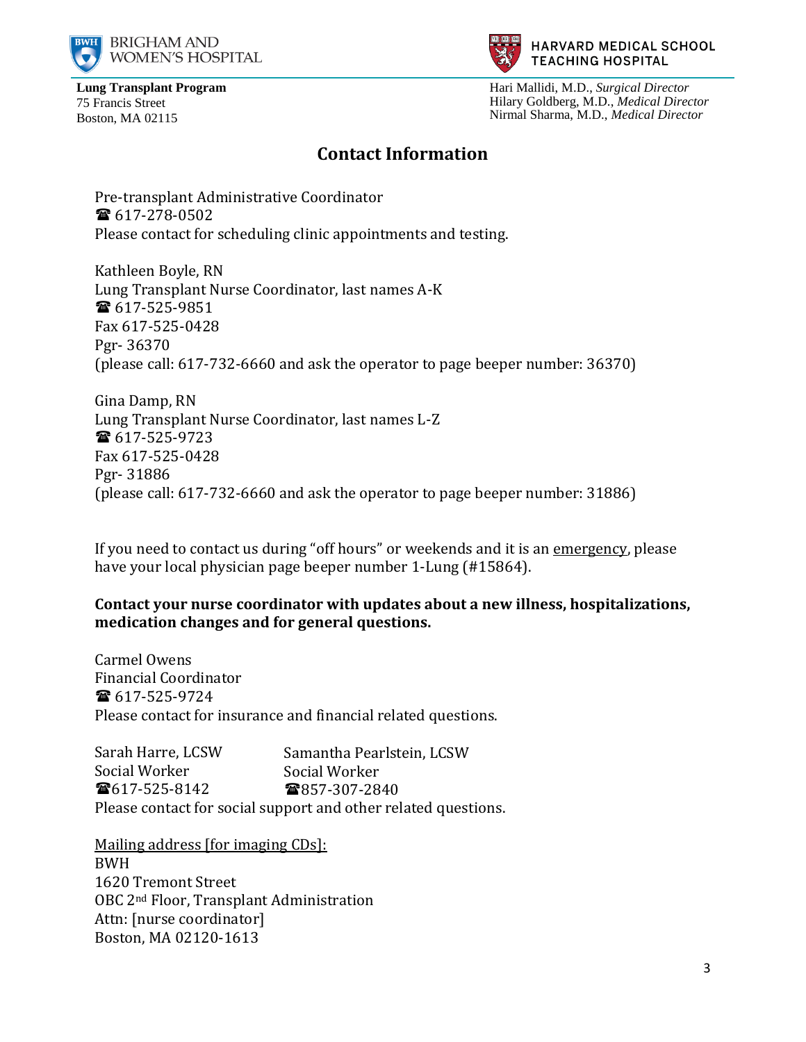**Lung Transplant Program**
75 Francis Street
Boston, MA 02115

Hari Mallidi, M.D., *Surgical Director*
Hilary Goldberg, M.D., *Medical Director*
Nirmal Sharma, M.D., *Medical Director*

## Contact Information

Pre-transplant Administrative Coordinator
☎ 617-278-0502
Please contact for scheduling clinic appointments and testing.

Kathleen Boyle, RN
Lung Transplant Nurse Coordinator, last names A-K
☎ 617-525-9851
Fax 617-525-0428
Pgr- 36370
(please call: 617-732-6660 and ask the operator to page beeper number: 36370)

Gina Damp, RN
Lung Transplant Nurse Coordinator, last names L-Z
☎ 617-525-9723
Fax 617-525-0428
Pgr- 31886
(please call: 617-732-6660 and ask the operator to page beeper number: 31886)

If you need to contact us during "off hours" or weekends and it is an emergency, please have your local physician page beeper number 1-Lung (#15864).

**Contact your nurse coordinator with updates about a new illness, hospitalizations, medication changes and for general questions.**

Carmel Owens
Financial Coordinator
☎ 617-525-9724
Please contact for insurance and financial related questions.

Sarah Harre, LCSW
Social Worker
☎617-525-8142

Samantha Pearlstein, LCSW
Social Worker
☎857-307-2840

Please contact for social support and other related questions.

Mailing address [for imaging CDs]:
BWH
1620 Tremont Street
OBC 2nd Floor, Transplant Administration
Attn: [nurse coordinator]
Boston, MA 02120-1613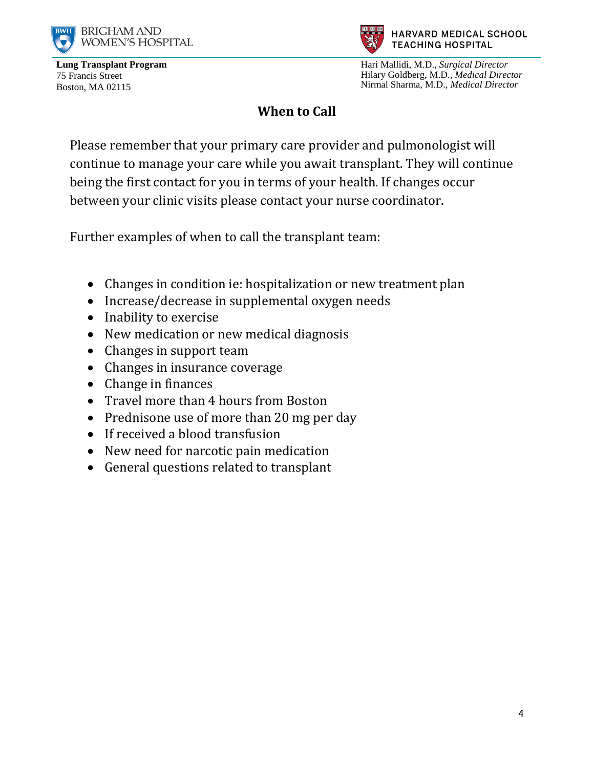# When to Call

Please remember that your primary care provider and pulmonologist will continue to manage your care while you await transplant. They will continue being the first contact for you in terms of your health. If changes occur between your clinic visits please contact your nurse coordinator.

Further examples of when to call the transplant team:

- Changes in condition ie: hospitalization or new treatment plan
- Increase/decrease in supplemental oxygen needs
- Inability to exercise
- New medication or new medical diagnosis
- Changes in support team
- Changes in insurance coverage
- Change in finances
- Travel more than 4 hours from Boston
- Prednisone use of more than 20 mg per day
- If received a blood transfusion
- New need for narcotic pain medication
- General questions related to transplant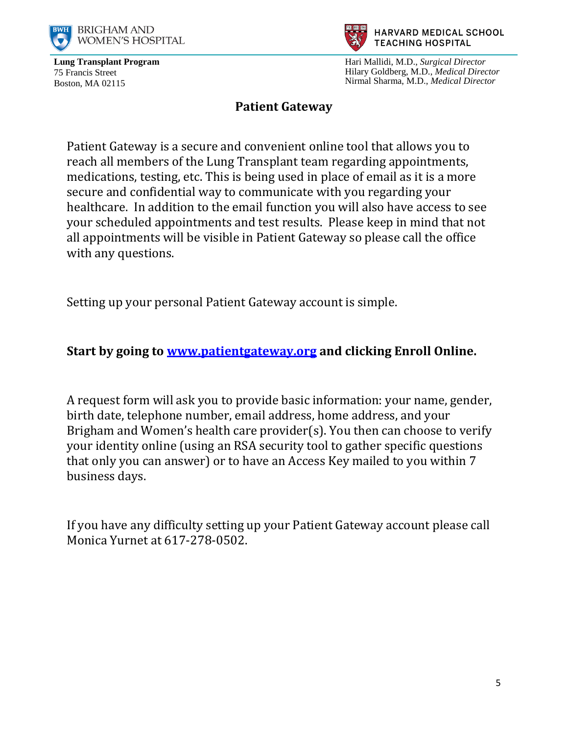**Lung Transplant Program**
75 Francis Street
Boston, MA 02115

Hari Mallidi, M.D., *Surgical Director*
Hilary Goldberg, M.D., *Medical Director*
Nirmal Sharma, M.D., *Medical Director*

## Patient Gateway

Patient Gateway is a secure and convenient online tool that allows you to reach all members of the Lung Transplant team regarding appointments, medications, testing, etc. This is being used in place of email as it is a more secure and confidential way to communicate with you regarding your healthcare. In addition to the email function you will also have access to see your scheduled appointments and test results. Please keep in mind that not all appointments will be visible in Patient Gateway so please call the office with any questions.

Setting up your personal Patient Gateway account is simple.

**Start by going to [www.patientgateway.org](http://www.patientgateway.org) and clicking Enroll Online.**

A request form will ask you to provide basic information: your name, gender, birth date, telephone number, email address, home address, and your Brigham and Women's health care provider(s). You then can choose to verify your identity online (using an RSA security tool to gather specific questions that only you can answer) or to have an Access Key mailed to you within 7 business days.

If you have any difficulty setting up your Patient Gateway account please call Monica Yurnet at 617-278-0502.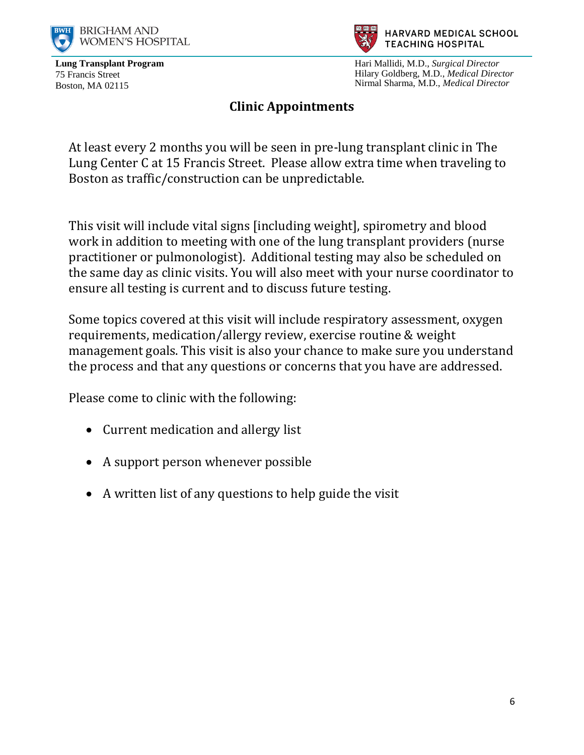**Lung Transplant Program**
75 Francis Street
Boston, MA 02115

Hari Mallidi, M.D., *Surgical Director*
Hilary Goldberg, M.D., *Medical Director*
Nirmal Sharma, M.D., *Medical Director*

## Clinic Appointments

At least every 2 months you will be seen in pre-lung transplant clinic in The Lung Center C at 15 Francis Street. Please allow extra time when traveling to Boston as traffic/construction can be unpredictable.

This visit will include vital signs [including weight], spirometry and blood work in addition to meeting with one of the lung transplant providers (nurse practitioner or pulmonologist). Additional testing may also be scheduled on the same day as clinic visits. You will also meet with your nurse coordinator to ensure all testing is current and to discuss future testing.

Some topics covered at this visit will include respiratory assessment, oxygen requirements, medication/allergy review, exercise routine & weight management goals. This visit is also your chance to make sure you understand the process and that any questions or concerns that you have are addressed.

Please come to clinic with the following:

- Current medication and allergy list
- A support person whenever possible
- A written list of any questions to help guide the visit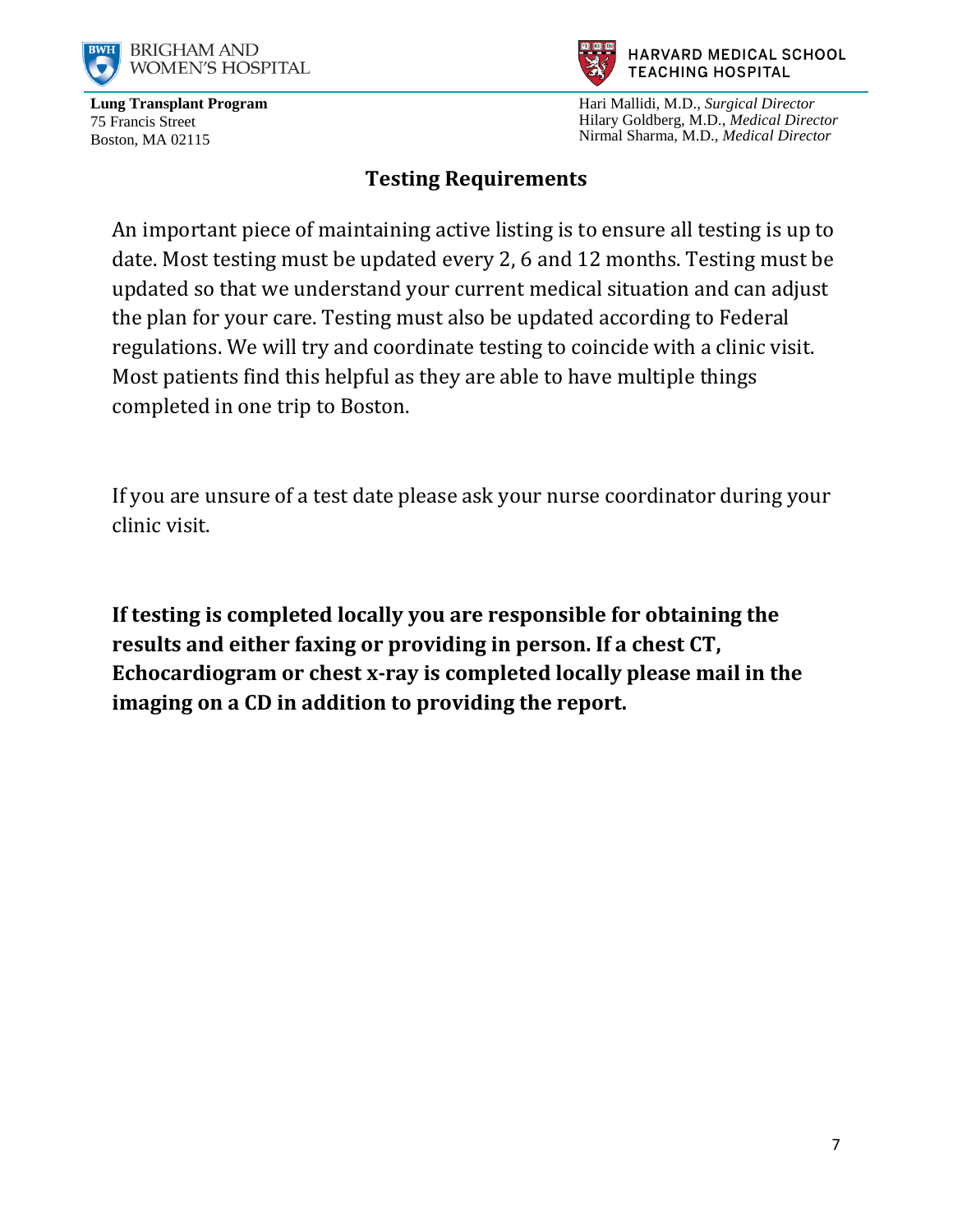# Testing Requirements

An important piece of maintaining active listing is to ensure all testing is up to date. Most testing must be updated every 2, 6 and 12 months. Testing must be updated so that we understand your current medical situation and can adjust the plan for your care. Testing must also be updated according to Federal regulations. We will try and coordinate testing to coincide with a clinic visit. Most patients find this helpful as they are able to have multiple things completed in one trip to Boston.

If you are unsure of a test date please ask your nurse coordinator during your clinic visit.

**If testing is completed locally you are responsible for obtaining the results and either faxing or providing in person. If a chest CT, Echocardiogram or chest x-ray is completed locally please mail in the imaging on a CD in addition to providing the report.**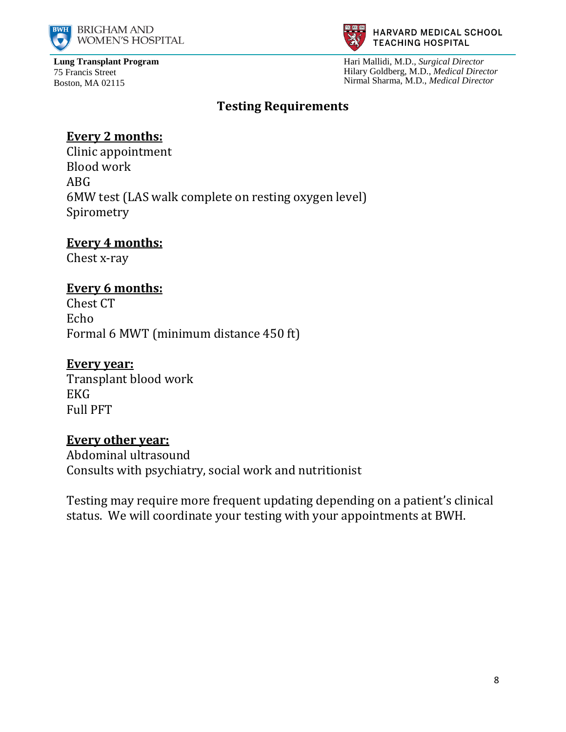**Lung Transplant Program**
75 Francis Street
Boston, MA 02115

Hari Mallidi, M.D., *Surgical Director*
Hilary Goldberg, M.D., *Medical Director*
Nirmal Sharma, M.D., *Medical Director*

# Testing Requirements

## Every 2 months:

Clinic appointment
Blood work
ABG
6MW test (LAS walk complete on resting oxygen level)
Spirometry

## Every 4 months:

Chest x-ray

## Every 6 months:

Chest CT
Echo
Formal 6 MWT (minimum distance 450 ft)

## Every year:

Transplant blood work
EKG
Full PFT

## Every other year:

Abdominal ultrasound
Consults with psychiatry, social work and nutritionist

Testing may require more frequent updating depending on a patient's clinical status. We will coordinate your testing with your appointments at BWH.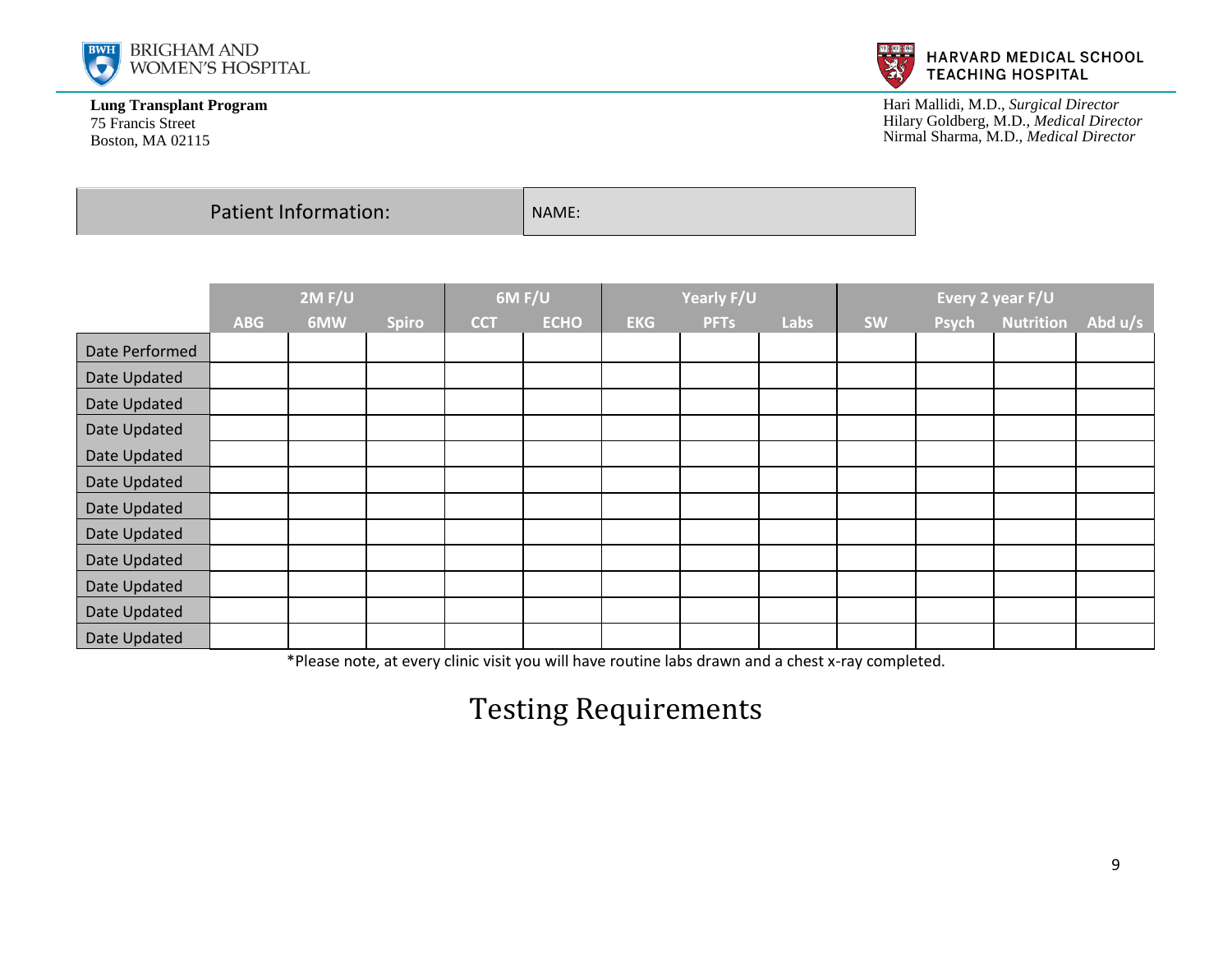**Lung Transplant Program**
75 Francis Street
Boston, MA 02115

BRIGHAM AND WOMEN'S HOSPITAL

HARVARD MEDICAL SCHOOL TEACHING HOSPITAL

Hari Mallidi, M.D., *Surgical Director*
Hilary Goldberg, M.D., *Medical Director*
Nirmal Sharma, M.D., *Medical Director*

| Patient Information: | NAME: |
|---|---|

| | 2M F/U | | | 6M F/U | | Yearly F/U | | | Every 2 year F/U | | | |
|---|---|---|---|---|---|---|---|---|---|---|---|---|
| | ABG | 6MW | Spiro | CCT | ECHO | EKG | PFTs | Labs | SW | Psych | Nutrition | Abd u/s |
| Date Performed | | | | | | | | | | | | |
| Date Updated | | | | | | | | | | | | |
| Date Updated | | | | | | | | | | | | |
| Date Updated | | | | | | | | | | | | |
| Date Updated | | | | | | | | | | | | |
| Date Updated | | | | | | | | | | | | |
| Date Updated | | | | | | | | | | | | |
| Date Updated | | | | | | | | | | | | |
| Date Updated | | | | | | | | | | | | |
| Date Updated | | | | | | | | | | | | |
| Date Updated | | | | | | | | | | | | |
| Date Updated | | | | | | | | | | | | |

*Please note, at every clinic visit you will have routine labs drawn and a chest x-ray completed.

# Testing Requirements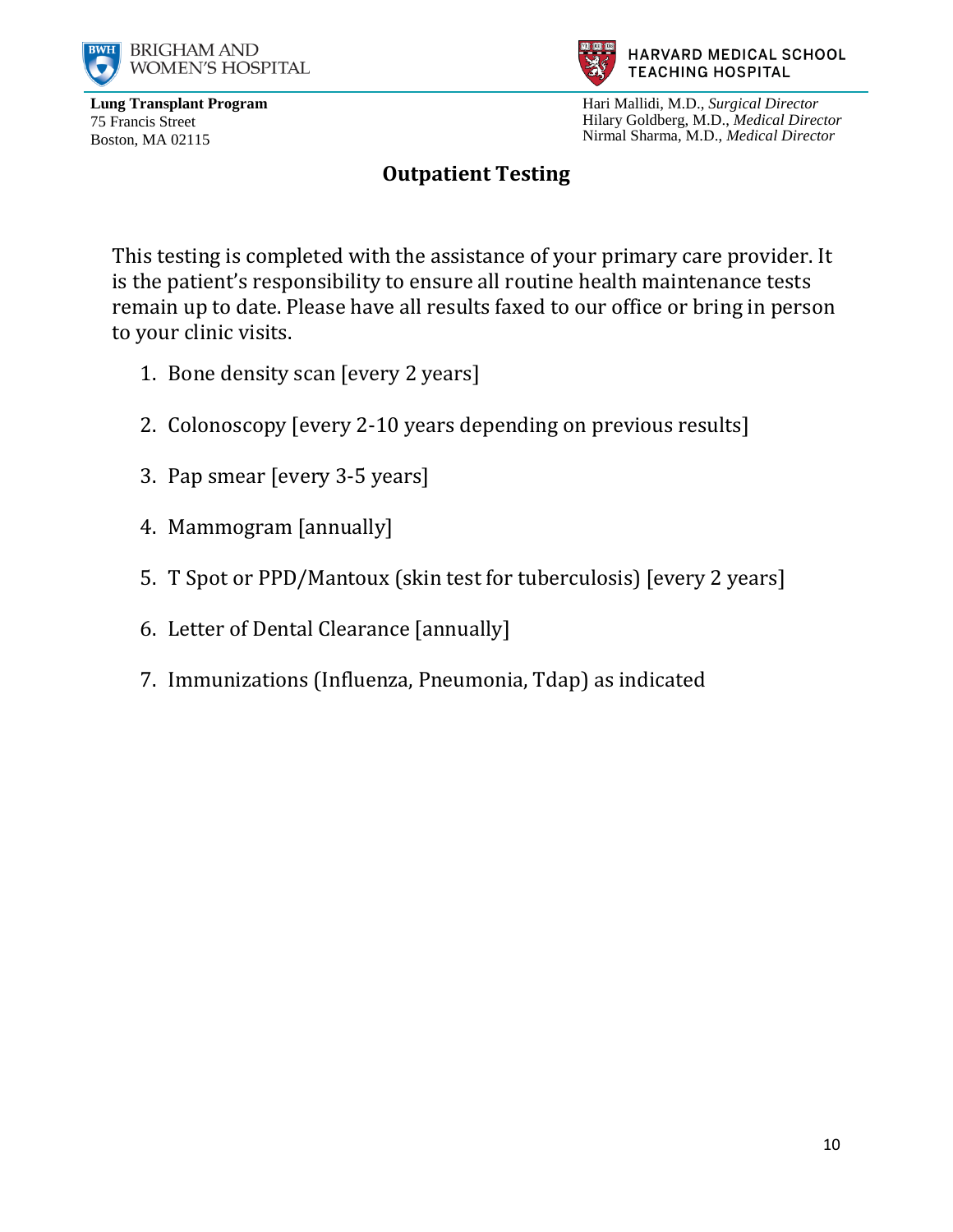**Lung Transplant Program**
75 Francis Street
Boston, MA 02115

Hari Mallidi, M.D., *Surgical Director*
Hilary Goldberg, M.D., *Medical Director*
Nirmal Sharma, M.D., *Medical Director*

# Outpatient Testing

This testing is completed with the assistance of your primary care provider. It is the patient's responsibility to ensure all routine health maintenance tests remain up to date. Please have all results faxed to our office or bring in person to your clinic visits.

1. Bone density scan [every 2 years]
2. Colonoscopy [every 2-10 years depending on previous results]
3. Pap smear [every 3-5 years]
4. Mammogram [annually]
5. T Spot or PPD/Mantoux (skin test for tuberculosis) [every 2 years]
6. Letter of Dental Clearance [annually]
7. Immunizations (Influenza, Pneumonia, Tdap) as indicated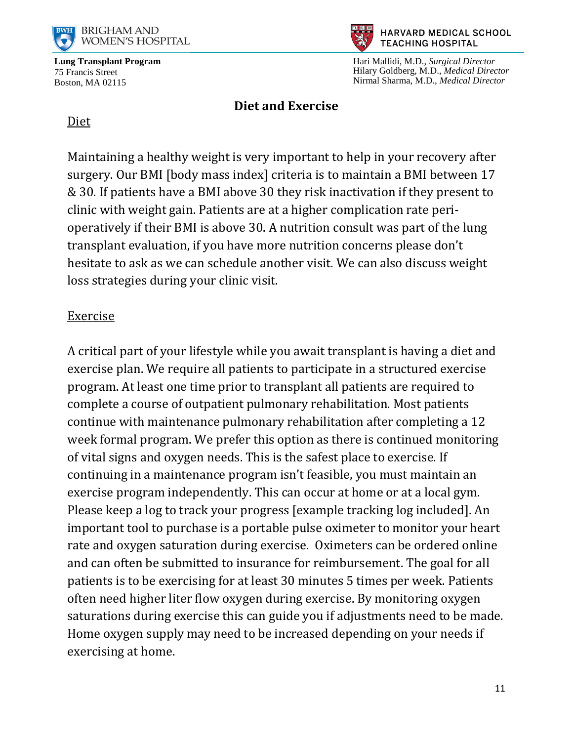# Diet and Exercise

## Diet

Maintaining a healthy weight is very important to help in your recovery after surgery. Our BMI [body mass index] criteria is to maintain a BMI between 17 & 30. If patients have a BMI above 30 they risk inactivation if they present to clinic with weight gain. Patients are at a higher complication rate peri-operatively if their BMI is above 30. A nutrition consult was part of the lung transplant evaluation, if you have more nutrition concerns please don't hesitate to ask as we can schedule another visit. We can also discuss weight loss strategies during your clinic visit.

## Exercise

A critical part of your lifestyle while you await transplant is having a diet and exercise plan. We require all patients to participate in a structured exercise program. At least one time prior to transplant all patients are required to complete a course of outpatient pulmonary rehabilitation. Most patients continue with maintenance pulmonary rehabilitation after completing a 12 week formal program. We prefer this option as there is continued monitoring of vital signs and oxygen needs. This is the safest place to exercise. If continuing in a maintenance program isn't feasible, you must maintain an exercise program independently. This can occur at home or at a local gym. Please keep a log to track your progress [example tracking log included]. An important tool to purchase is a portable pulse oximeter to monitor your heart rate and oxygen saturation during exercise. Oximeters can be ordered online and can often be submitted to insurance for reimbursement. The goal for all patients is to be exercising for at least 30 minutes 5 times per week. Patients often need higher liter flow oxygen during exercise. By monitoring oxygen saturations during exercise this can guide you if adjustments need to be made. Home oxygen supply may need to be increased depending on your needs if exercising at home.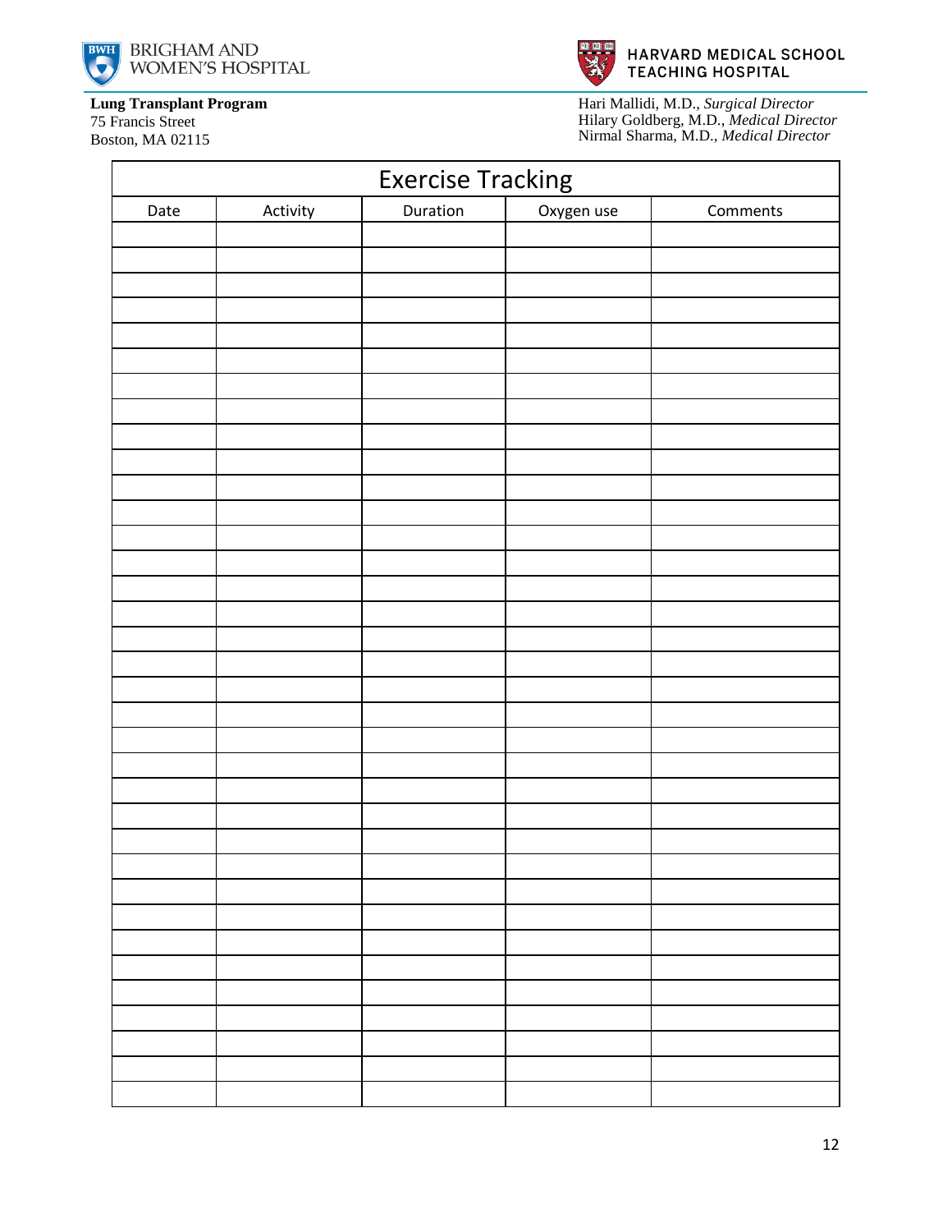# Exercise Tracking

| Date | Activity | Duration | Oxygen use | Comments |
|---|---|---|---|---|
| | | | | |
| | | | | |
| | | | | |
| | | | | |
| | | | | |
| | | | | |
| | | | | |
| | | | | |
| | | | | |
| | | | | |
| | | | | |
| | | | | |
| | | | | |
| | | | | |
| | | | | |
| | | | | |
| | | | | |
| | | | | |
| | | | | |
| | | | | |
| | | | | |
| | | | | |
| | | | | |
| | | | | |
| | | | | |
| | | | | |
| | | | | |
| | | | | |
| | | | | |
| | | | | |
| | | | | |
| | | | | |
| | | | | |
| | | | | |
| | | | | |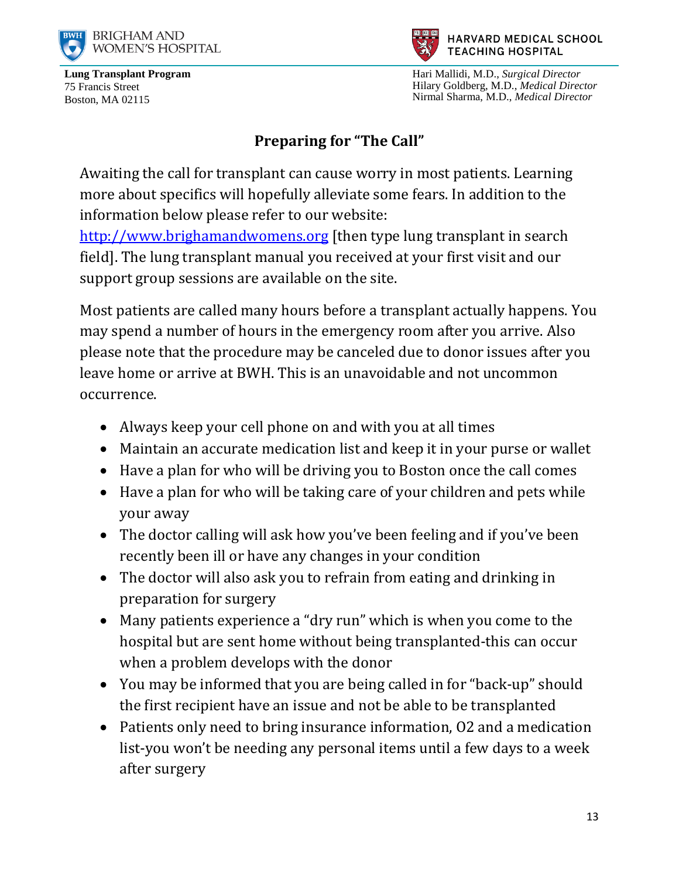**Lung Transplant Program**
75 Francis Street
Boston, MA 02115

Hari Mallidi, M.D., *Surgical Director*
Hilary Goldberg, M.D., *Medical Director*
Nirmal Sharma, M.D., *Medical Director*

## Preparing for "The Call"

Awaiting the call for transplant can cause worry in most patients. Learning more about specifics will hopefully alleviate some fears. In addition to the information below please refer to our website: [http://www.brighamandwomens.org](http://www.brighamandwomens.org) [then type lung transplant in search field]. The lung transplant manual you received at your first visit and our support group sessions are available on the site.

Most patients are called many hours before a transplant actually happens. You may spend a number of hours in the emergency room after you arrive. Also please note that the procedure may be canceled due to donor issues after you leave home or arrive at BWH. This is an unavoidable and not uncommon occurrence.

- Always keep your cell phone on and with you at all times
- Maintain an accurate medication list and keep it in your purse or wallet
- Have a plan for who will be driving you to Boston once the call comes
- Have a plan for who will be taking care of your children and pets while your away
- The doctor calling will ask how you've been feeling and if you've been recently been ill or have any changes in your condition
- The doctor will also ask you to refrain from eating and drinking in preparation for surgery
- Many patients experience a "dry run" which is when you come to the hospital but are sent home without being transplanted-this can occur when a problem develops with the donor
- You may be informed that you are being called in for "back-up" should the first recipient have an issue and not be able to be transplanted
- Patients only need to bring insurance information, O2 and a medication list-you won't be needing any personal items until a few days to a week after surgery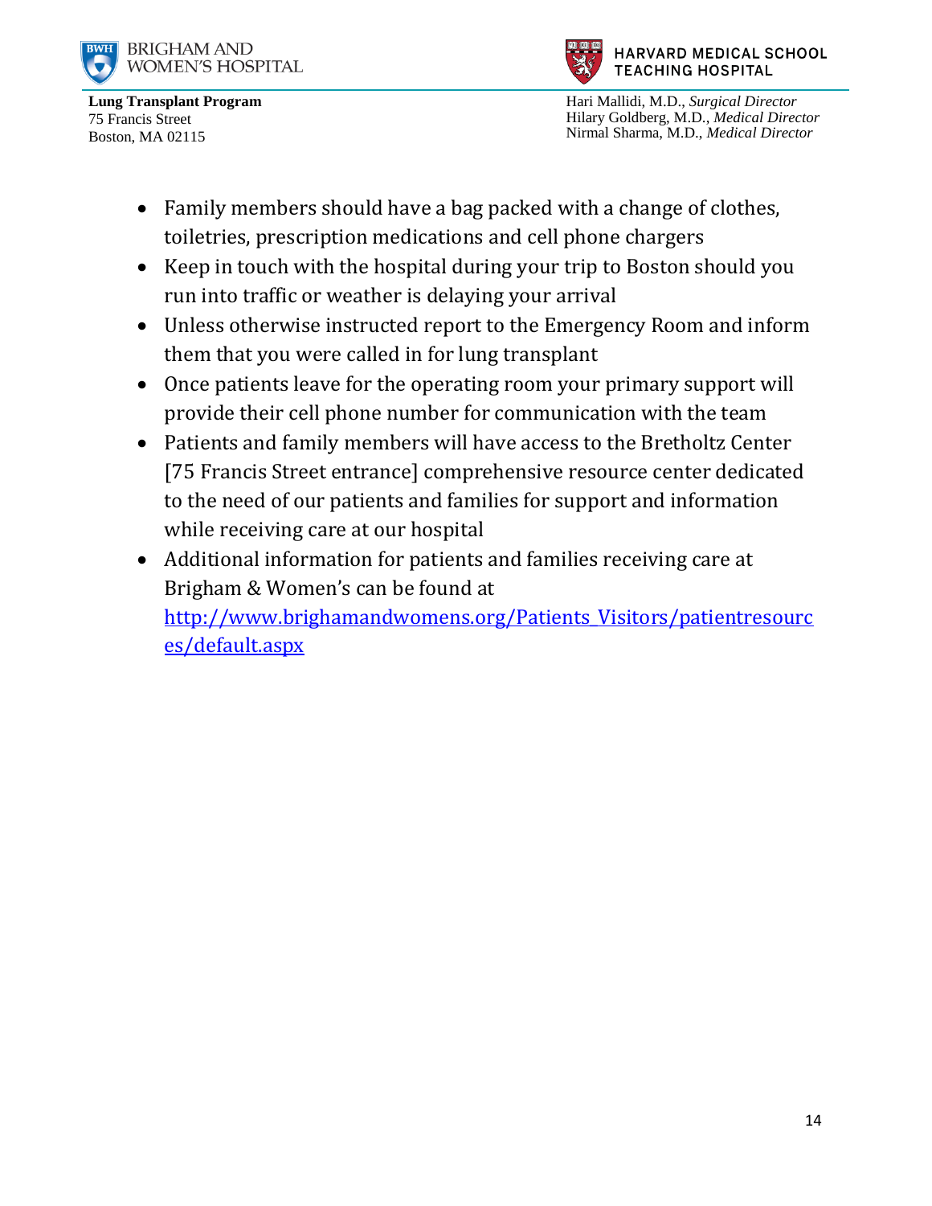- Family members should have a bag packed with a change of clothes, toiletries, prescription medications and cell phone chargers
- Keep in touch with the hospital during your trip to Boston should you run into traffic or weather is delaying your arrival
- Unless otherwise instructed report to the Emergency Room and inform them that you were called in for lung transplant
- Once patients leave for the operating room your primary support will provide their cell phone number for communication with the team
- Patients and family members will have access to the Bretholtz Center [75 Francis Street entrance] comprehensive resource center dedicated to the need of our patients and families for support and information while receiving care at our hospital
- Additional information for patients and families receiving care at Brigham & Women's can be found at [http://www.brighamandwomens.org/Patients_Visitors/patientresources/default.aspx](http://www.brighamandwomens.org/Patients_Visitors/patientresources/default.aspx)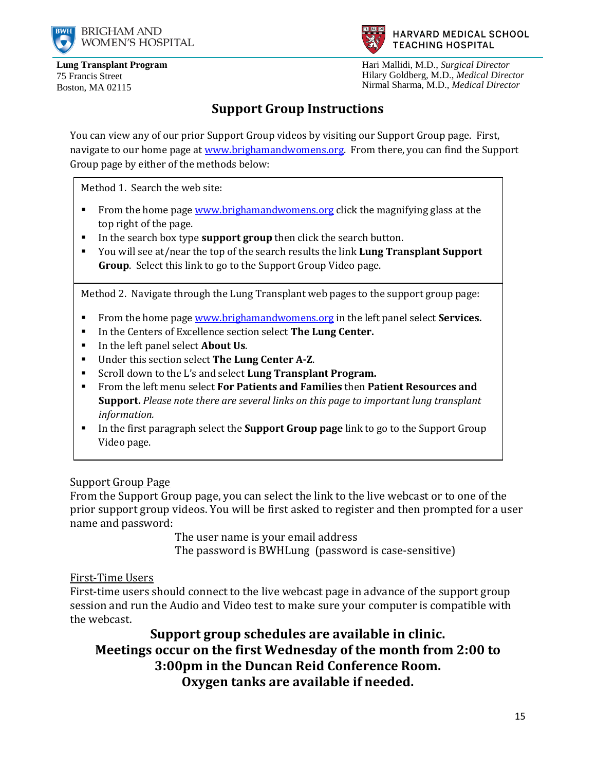BRIGHAM AND WOMEN'S HOSPITAL

HARVARD MEDICAL SCHOOL TEACHING HOSPITAL

**Lung Transplant Program**
75 Francis Street
Boston, MA 02115

Hari Mallidi, M.D., *Surgical Director*
Hilary Goldberg, M.D., *Medical Director*
Nirmal Sharma, M.D., *Medical Director*

## Support Group Instructions

You can view any of our prior Support Group videos by visiting our Support Group page. First, navigate to our home page at www.brighamandwomens.org. From there, you can find the Support Group page by either of the methods below:

Method 1. Search the web site:

- From the home page www.brighamandwomens.org click the magnifying glass at the top right of the page.
- In the search box type **support group** then click the search button.
- You will see at/near the top of the search results the link **Lung Transplant Support Group**. Select this link to go to the Support Group Video page.

Method 2. Navigate through the Lung Transplant web pages to the support group page:

- From the home page www.brighamandwomens.org in the left panel select **Services.**
- In the Centers of Excellence section select **The Lung Center.**
- In the left panel select **About Us**.
- Under this section select **The Lung Center A-Z**.
- Scroll down to the L's and select **Lung Transplant Program.**
- From the left menu select **For Patients and Families** then **Patient Resources and Support.** *Please note there are several links on this page to important lung transplant information.*
- In the first paragraph select the **Support Group page** link to go to the Support Group Video page.

<u>Support Group Page</u>
From the Support Group page, you can select the link to the live webcast or to one of the prior support group videos. You will be first asked to register and then prompted for a user name and password:

The user name is your email address
The password is BWHLung (password is case-sensitive)

<u>First-Time Users</u>
First-time users should connect to the live webcast page in advance of the support group session and run the Audio and Video test to make sure your computer is compatible with the webcast.

**Support group schedules are available in clinic.**
**Meetings occur on the first Wednesday of the month from 2:00 to 3:00pm in the Duncan Reid Conference Room.**
**Oxygen tanks are available if needed.**